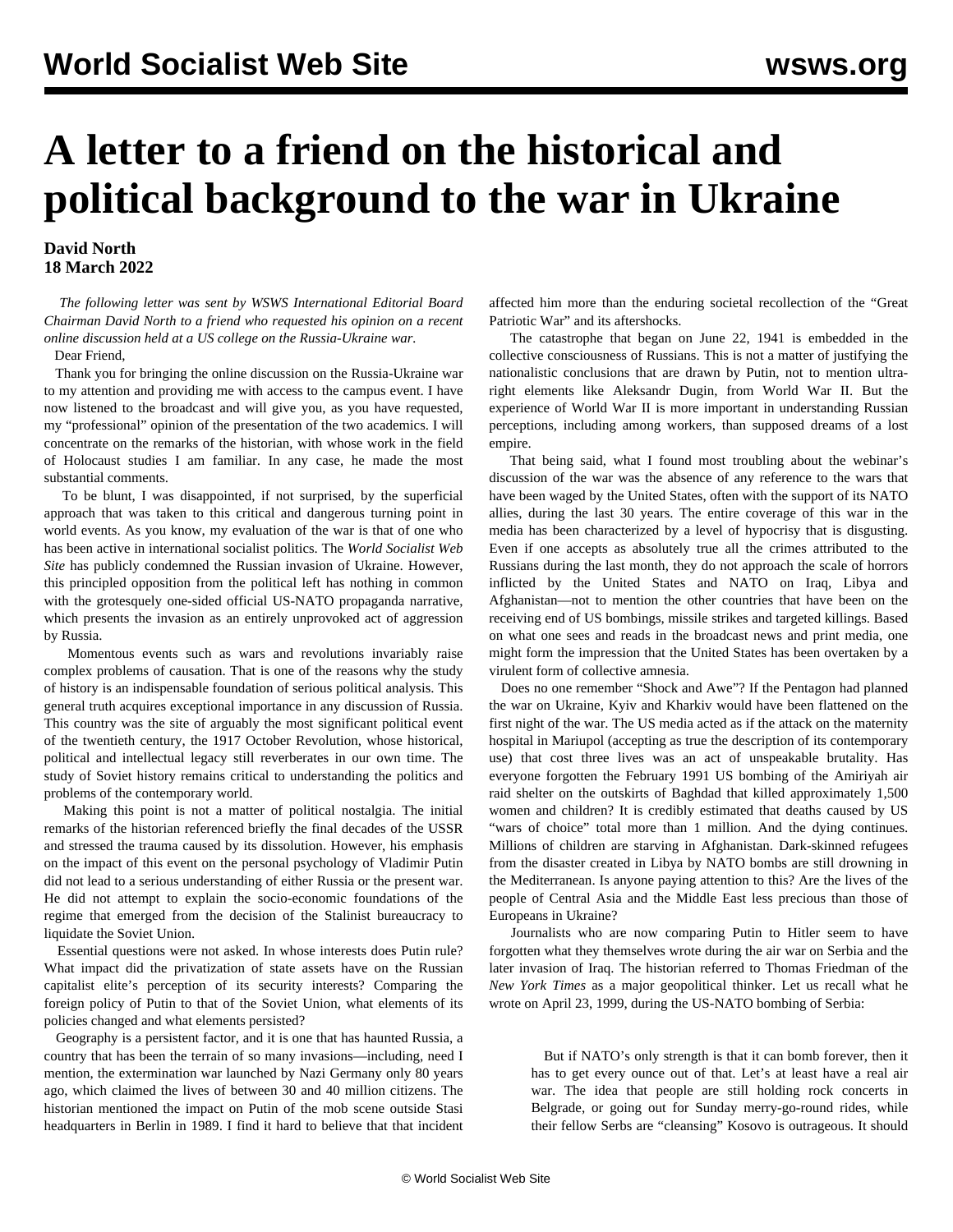# A letter to a friend on the historical and political background to the war in Ukraine

**David North**
**18 March 2022**

*The following letter was sent by WSWS International Editorial Board Chairman David North to a friend who requested his opinion on a recent online discussion held at a US college on the Russia-Ukraine war.*

Dear Friend,

Thank you for bringing the online discussion on the Russia-Ukraine war to my attention and providing me with access to the campus event. I have now listened to the broadcast and will give you, as you have requested, my "professional" opinion of the presentation of the two academics. I will concentrate on the remarks of the historian, with whose work in the field of Holocaust studies I am familiar. In any case, he made the most substantial comments.

To be blunt, I was disappointed, if not surprised, by the superficial approach that was taken to this critical and dangerous turning point in world events. As you know, my evaluation of the war is that of one who has been active in international socialist politics. The *World Socialist Web Site* has publicly condemned the Russian invasion of Ukraine. However, this principled opposition from the political left has nothing in common with the grotesquely one-sided official US-NATO propaganda narrative, which presents the invasion as an entirely unprovoked act of aggression by Russia.

Momentous events such as wars and revolutions invariably raise complex problems of causation. That is one of the reasons why the study of history is an indispensable foundation of serious political analysis. This general truth acquires exceptional importance in any discussion of Russia. This country was the site of arguably the most significant political event of the twentieth century, the 1917 October Revolution, whose historical, political and intellectual legacy still reverberates in our own time. The study of Soviet history remains critical to understanding the politics and problems of the contemporary world.

Making this point is not a matter of political nostalgia. The initial remarks of the historian referenced briefly the final decades of the USSR and stressed the trauma caused by its dissolution. However, his emphasis on the impact of this event on the personal psychology of Vladimir Putin did not lead to a serious understanding of either Russia or the present war. He did not attempt to explain the socio-economic foundations of the regime that emerged from the decision of the Stalinist bureaucracy to liquidate the Soviet Union.

Essential questions were not asked. In whose interests does Putin rule? What impact did the privatization of state assets have on the Russian capitalist elite's perception of its security interests? Comparing the foreign policy of Putin to that of the Soviet Union, what elements of its policies changed and what elements persisted?

Geography is a persistent factor, and it is one that has haunted Russia, a country that has been the terrain of so many invasions—including, need I mention, the extermination war launched by Nazi Germany only 80 years ago, which claimed the lives of between 30 and 40 million citizens. The historian mentioned the impact on Putin of the mob scene outside Stasi headquarters in Berlin in 1989. I find it hard to believe that that incident affected him more than the enduring societal recollection of the "Great Patriotic War" and its aftershocks.

The catastrophe that began on June 22, 1941 is embedded in the collective consciousness of Russians. This is not a matter of justifying the nationalistic conclusions that are drawn by Putin, not to mention ultra-right elements like Aleksandr Dugin, from World War II. But the experience of World War II is more important in understanding Russian perceptions, including among workers, than supposed dreams of a lost empire.

That being said, what I found most troubling about the webinar's discussion of the war was the absence of any reference to the wars that have been waged by the United States, often with the support of its NATO allies, during the last 30 years. The entire coverage of this war in the media has been characterized by a level of hypocrisy that is disgusting. Even if one accepts as absolutely true all the crimes attributed to the Russians during the last month, they do not approach the scale of horrors inflicted by the United States and NATO on Iraq, Libya and Afghanistan—not to mention the other countries that have been on the receiving end of US bombings, missile strikes and targeted killings. Based on what one sees and reads in the broadcast news and print media, one might form the impression that the United States has been overtaken by a virulent form of collective amnesia.

Does no one remember "Shock and Awe"? If the Pentagon had planned the war on Ukraine, Kyiv and Kharkiv would have been flattened on the first night of the war. The US media acted as if the attack on the maternity hospital in Mariupol (accepting as true the description of its contemporary use) that cost three lives was an act of unspeakable brutality. Has everyone forgotten the February 1991 US bombing of the Amiriyah air raid shelter on the outskirts of Baghdad that killed approximately 1,500 women and children? It is credibly estimated that deaths caused by US "wars of choice" total more than 1 million. And the dying continues. Millions of children are starving in Afghanistan. Dark-skinned refugees from the disaster created in Libya by NATO bombs are still drowning in the Mediterranean. Is anyone paying attention to this? Are the lives of the people of Central Asia and the Middle East less precious than those of Europeans in Ukraine?

Journalists who are now comparing Putin to Hitler seem to have forgotten what they themselves wrote during the air war on Serbia and the later invasion of Iraq. The historian referred to Thomas Friedman of the *New York Times* as a major geopolitical thinker. Let us recall what he wrote on April 23, 1999, during the US-NATO bombing of Serbia:

> But if NATO's only strength is that it can bomb forever, then it has to get every ounce out of that. Let's at least have a real air war. The idea that people are still holding rock concerts in Belgrade, or going out for Sunday merry-go-round rides, while their fellow Serbs are "cleansing" Kosovo is outrageous. It should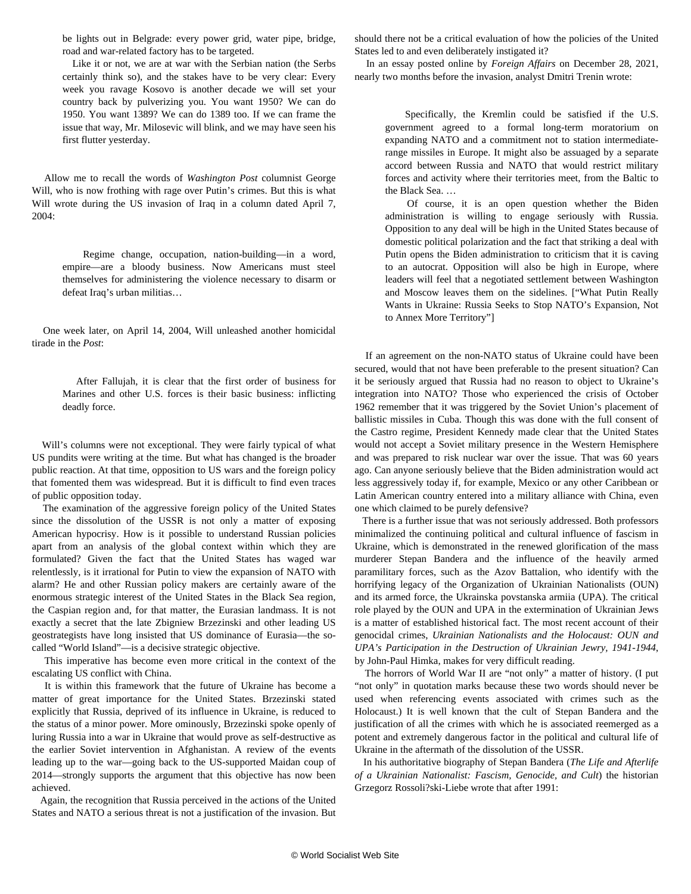> be lights out in Belgrade: every power grid, water pipe, bridge, road and war-related factory has to be targeted.
>
> Like it or not, we are at war with the Serbian nation (the Serbs certainly think so), and the stakes have to be very clear: Every week you ravage Kosovo is another decade we will set your country back by pulverizing you. You want 1950? We can do 1950. You want 1389? We can do 1389 too. If we can frame the issue that way, Mr. Milosevic will blink, and we may have seen his first flutter yesterday.

Allow me to recall the words of *Washington Post* columnist George Will, who is now frothing with rage over Putin's crimes. But this is what Will wrote during the US invasion of Iraq in a column dated April 7, 2004:

> Regime change, occupation, nation-building—in a word, empire—are a bloody business. Now Americans must steel themselves for administering the violence necessary to disarm or defeat Iraq's urban militias…

One week later, on April 14, 2004, Will unleashed another homicidal tirade in the *Post*:

> After Fallujah, it is clear that the first order of business for Marines and other U.S. forces is their basic business: inflicting deadly force.

Will's columns were not exceptional. They were fairly typical of what US pundits were writing at the time. But what has changed is the broader public reaction. At that time, opposition to US wars and the foreign policy that fomented them was widespread. But it is difficult to find even traces of public opposition today.

The examination of the aggressive foreign policy of the United States since the dissolution of the USSR is not only a matter of exposing American hypocrisy. How is it possible to understand Russian policies apart from an analysis of the global context within which they are formulated? Given the fact that the United States has waged war relentlessly, is it irrational for Putin to view the expansion of NATO with alarm? He and other Russian policy makers are certainly aware of the enormous strategic interest of the United States in the Black Sea region, the Caspian region and, for that matter, the Eurasian landmass. It is not exactly a secret that the late Zbigniew Brzezinski and other leading US geostrategists have long insisted that US dominance of Eurasia—the so-called "World Island"—is a decisive strategic objective.

This imperative has become even more critical in the context of the escalating US conflict with China.

It is within this framework that the future of Ukraine has become a matter of great importance for the United States. Brzezinski stated explicitly that Russia, deprived of its influence in Ukraine, is reduced to the status of a minor power. More ominously, Brzezinski spoke openly of luring Russia into a war in Ukraine that would prove as self-destructive as the earlier Soviet intervention in Afghanistan. A review of the events leading up to the war—going back to the US-supported Maidan coup of 2014—strongly supports the argument that this objective has now been achieved.

Again, the recognition that Russia perceived in the actions of the United States and NATO a serious threat is not a justification of the invasion. But should there not be a critical evaluation of how the policies of the United States led to and even deliberately instigated it?

In an essay posted online by *Foreign Affairs* on December 28, 2021, nearly two months before the invasion, analyst Dmitri Trenin wrote:

> Specifically, the Kremlin could be satisfied if the U.S. government agreed to a formal long-term moratorium on expanding NATO and a commitment not to station intermediate-range missiles in Europe. It might also be assuaged by a separate accord between Russia and NATO that would restrict military forces and activity where their territories meet, from the Baltic to the Black Sea. …
>
> Of course, it is an open question whether the Biden administration is willing to engage seriously with Russia. Opposition to any deal will be high in the United States because of domestic political polarization and the fact that striking a deal with Putin opens the Biden administration to criticism that it is caving to an autocrat. Opposition will also be high in Europe, where leaders will feel that a negotiated settlement between Washington and Moscow leaves them on the sidelines. ["What Putin Really Wants in Ukraine: Russia Seeks to Stop NATO's Expansion, Not to Annex More Territory"]

If an agreement on the non-NATO status of Ukraine could have been secured, would that not have been preferable to the present situation? Can it be seriously argued that Russia had no reason to object to Ukraine's integration into NATO? Those who experienced the crisis of October 1962 remember that it was triggered by the Soviet Union's placement of ballistic missiles in Cuba. Though this was done with the full consent of the Castro regime, President Kennedy made clear that the United States would not accept a Soviet military presence in the Western Hemisphere and was prepared to risk nuclear war over the issue. That was 60 years ago. Can anyone seriously believe that the Biden administration would act less aggressively today if, for example, Mexico or any other Caribbean or Latin American country entered into a military alliance with China, even one which claimed to be purely defensive?

There is a further issue that was not seriously addressed. Both professors minimalized the continuing political and cultural influence of fascism in Ukraine, which is demonstrated in the renewed glorification of the mass murderer Stepan Bandera and the influence of the heavily armed paramilitary forces, such as the Azov Battalion, who identify with the horrifying legacy of the Organization of Ukrainian Nationalists (OUN) and its armed force, the Ukrainska povstanska armiia (UPA). The critical role played by the OUN and UPA in the extermination of Ukrainian Jews is a matter of established historical fact. The most recent account of their genocidal crimes, *Ukrainian Nationalists and the Holocaust: OUN and UPA's Participation in the Destruction of Ukrainian Jewry, 1941-1944*, by John-Paul Himka, makes for very difficult reading.

The horrors of World War II are "not only" a matter of history. (I put "not only" in quotation marks because these two words should never be used when referencing events associated with crimes such as the Holocaust.) It is well known that the cult of Stepan Bandera and the justification of all the crimes with which he is associated reemerged as a potent and extremely dangerous factor in the political and cultural life of Ukraine in the aftermath of the dissolution of the USSR.

In his authoritative biography of Stepan Bandera (*The Life and Afterlife of a Ukrainian Nationalist: Fascism, Genocide, and Cult*) the historian Grzegorz Rossoli?ski-Liebe wrote that after 1991: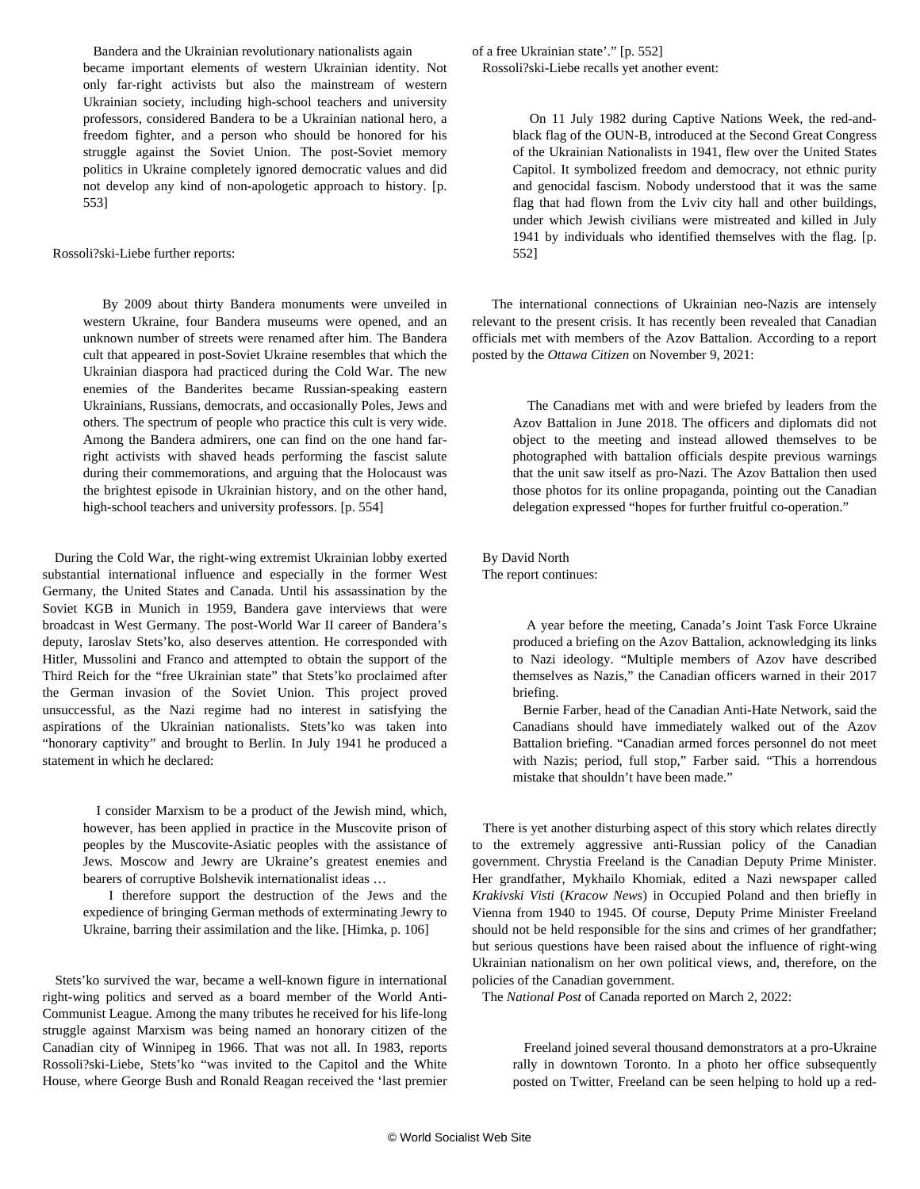Bandera and the Ukrainian revolutionary nationalists again became important elements of western Ukrainian identity. Not only far-right activists but also the mainstream of western Ukrainian society, including high-school teachers and university professors, considered Bandera to be a Ukrainian national hero, a freedom fighter, and a person who should be honored for his struggle against the Soviet Union. The post-Soviet memory politics in Ukraine completely ignored democratic values and did not develop any kind of non-apologetic approach to history. [p. 553]

Rossoli?ski-Liebe further reports:

> By 2009 about thirty Bandera monuments were unveiled in western Ukraine, four Bandera museums were opened, and an unknown number of streets were renamed after him. The Bandera cult that appeared in post-Soviet Ukraine resembles that which the Ukrainian diaspora had practiced during the Cold War. The new enemies of the Banderites became Russian-speaking eastern Ukrainians, Russians, democrats, and occasionally Poles, Jews and others. The spectrum of people who practice this cult is very wide. Among the Bandera admirers, one can find on the one hand far-right activists with shaved heads performing the fascist salute during their commemorations, and arguing that the Holocaust was the brightest episode in Ukrainian history, and on the other hand, high-school teachers and university professors. [p. 554]

During the Cold War, the right-wing extremist Ukrainian lobby exerted substantial international influence and especially in the former West Germany, the United States and Canada. Until his assassination by the Soviet KGB in Munich in 1959, Bandera gave interviews that were broadcast in West Germany. The post-World War II career of Bandera's deputy, Iaroslav Stets'ko, also deserves attention. He corresponded with Hitler, Mussolini and Franco and attempted to obtain the support of the Third Reich for the "free Ukrainian state" that Stets'ko proclaimed after the German invasion of the Soviet Union. This project proved unsuccessful, as the Nazi regime had no interest in satisfying the aspirations of the Ukrainian nationalists. Stets'ko was taken into "honorary captivity" and brought to Berlin. In July 1941 he produced a statement in which he declared:

> I consider Marxism to be a product of the Jewish mind, which, however, has been applied in practice in the Muscovite prison of peoples by the Muscovite-Asiatic peoples with the assistance of Jews. Moscow and Jewry are Ukraine's greatest enemies and bearers of corruptive Bolshevik internationalist ideas …
>
> I therefore support the destruction of the Jews and the expedience of bringing German methods of exterminating Jewry to Ukraine, barring their assimilation and the like. [Himka, p. 106]

Stets'ko survived the war, became a well-known figure in international right-wing politics and served as a board member of the World Anti-Communist League. Among the many tributes he received for his life-long struggle against Marxism was being named an honorary citizen of the Canadian city of Winnipeg in 1966. That was not all. In 1983, reports Rossoli?ski-Liebe, Stets'ko "was invited to the Capitol and the White House, where George Bush and Ronald Reagan received the 'last premier of a free Ukrainian state'." [p. 552]

Rossoli?ski-Liebe recalls yet another event:

> On 11 July 1982 during Captive Nations Week, the red-and-black flag of the OUN-B, introduced at the Second Great Congress of the Ukrainian Nationalists in 1941, flew over the United States Capitol. It symbolized freedom and democracy, not ethnic purity and genocidal fascism. Nobody understood that it was the same flag that had flown from the Lviv city hall and other buildings, under which Jewish civilians were mistreated and killed in July 1941 by individuals who identified themselves with the flag. [p. 552]

The international connections of Ukrainian neo-Nazis are intensely relevant to the present crisis. It has recently been revealed that Canadian officials met with members of the Azov Battalion. According to a report posted by the *Ottawa Citizen* on November 9, 2021:

> The Canadians met with and were briefed by leaders from the Azov Battalion in June 2018. The officers and diplomats did not object to the meeting and instead allowed themselves to be photographed with battalion officials despite previous warnings that the unit saw itself as pro-Nazi. The Azov Battalion then used those photos for its online propaganda, pointing out the Canadian delegation expressed "hopes for further fruitful co-operation."

By David North

The report continues:

> A year before the meeting, Canada's Joint Task Force Ukraine produced a briefing on the Azov Battalion, acknowledging its links to Nazi ideology. "Multiple members of Azov have described themselves as Nazis," the Canadian officers warned in their 2017 briefing.
>
> Bernie Farber, head of the Canadian Anti-Hate Network, said the Canadians should have immediately walked out of the Azov Battalion briefing. "Canadian armed forces personnel do not meet with Nazis; period, full stop," Farber said. "This a horrendous mistake that shouldn't have been made."

There is yet another disturbing aspect of this story which relates directly to the extremely aggressive anti-Russian policy of the Canadian government. Chrystia Freeland is the Canadian Deputy Prime Minister. Her grandfather, Mykhailo Khomiak, edited a Nazi newspaper called *Krakivski Visti* (*Kracow News*) in Occupied Poland and then briefly in Vienna from 1940 to 1945. Of course, Deputy Prime Minister Freeland should not be held responsible for the sins and crimes of her grandfather; but serious questions have been raised about the influence of right-wing Ukrainian nationalism on her own political views, and, therefore, on the policies of the Canadian government.

The *National Post* of Canada reported on March 2, 2022:

> Freeland joined several thousand demonstrators at a pro-Ukraine rally in downtown Toronto. In a photo her office subsequently posted on Twitter, Freeland can be seen helping to hold up a red-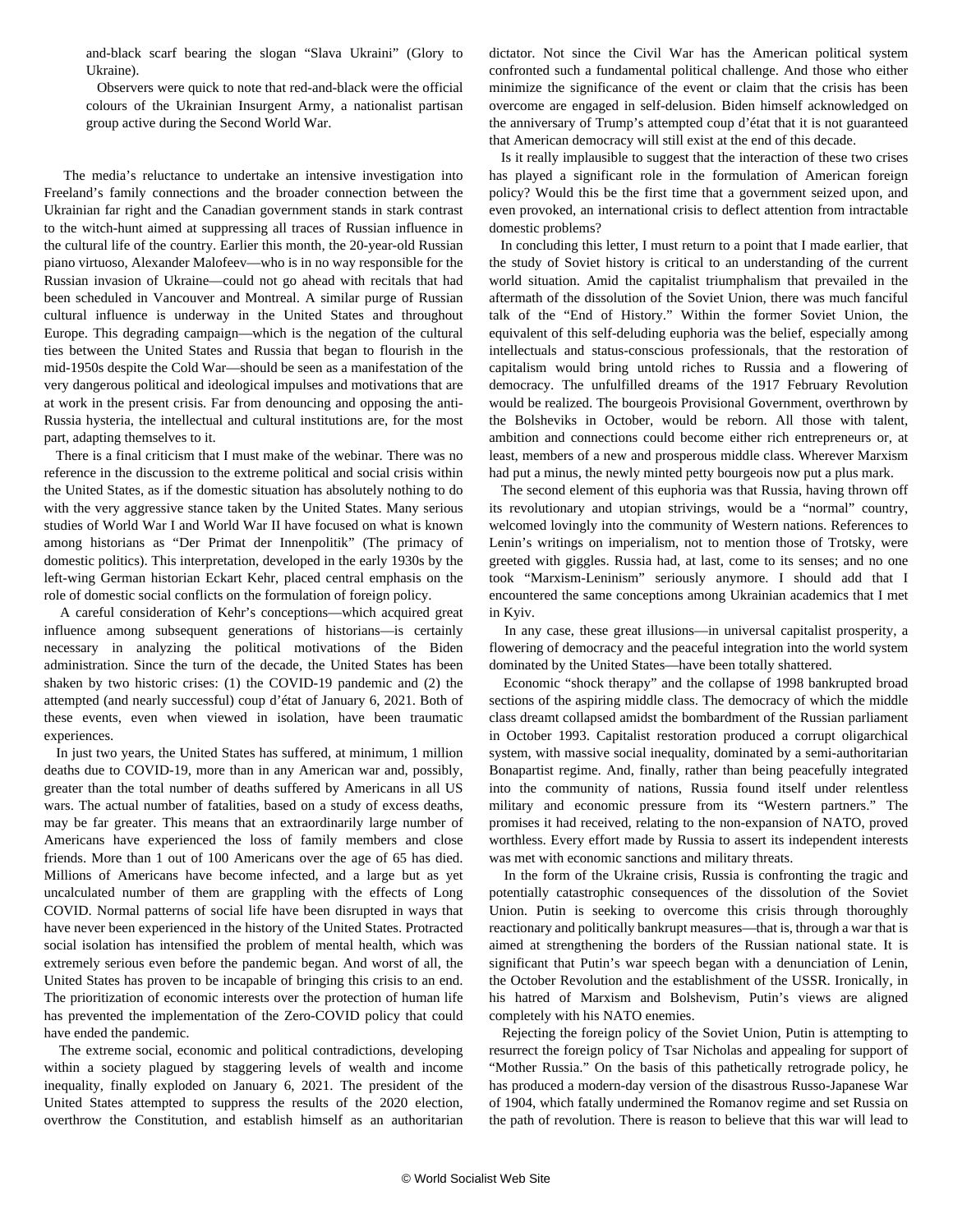and-black scarf bearing the slogan "Slava Ukraini" (Glory to Ukraine).

Observers were quick to note that red-and-black were the official colours of the Ukrainian Insurgent Army, a nationalist partisan group active during the Second World War.

The media's reluctance to undertake an intensive investigation into Freeland's family connections and the broader connection between the Ukrainian far right and the Canadian government stands in stark contrast to the witch-hunt aimed at suppressing all traces of Russian influence in the cultural life of the country. Earlier this month, the 20-year-old Russian piano virtuoso, Alexander Malofeev—who is in no way responsible for the Russian invasion of Ukraine—could not go ahead with recitals that had been scheduled in Vancouver and Montreal. A similar purge of Russian cultural influence is underway in the United States and throughout Europe. This degrading campaign—which is the negation of the cultural ties between the United States and Russia that began to flourish in the mid-1950s despite the Cold War—should be seen as a manifestation of the very dangerous political and ideological impulses and motivations that are at work in the present crisis. Far from denouncing and opposing the anti-Russia hysteria, the intellectual and cultural institutions are, for the most part, adapting themselves to it.

There is a final criticism that I must make of the webinar. There was no reference in the discussion to the extreme political and social crisis within the United States, as if the domestic situation has absolutely nothing to do with the very aggressive stance taken by the United States. Many serious studies of World War I and World War II have focused on what is known among historians as "Der Primat der Innenpolitik" (The primacy of domestic politics). This interpretation, developed in the early 1930s by the left-wing German historian Eckart Kehr, placed central emphasis on the role of domestic social conflicts on the formulation of foreign policy.

A careful consideration of Kehr's conceptions—which acquired great influence among subsequent generations of historians—is certainly necessary in analyzing the political motivations of the Biden administration. Since the turn of the decade, the United States has been shaken by two historic crises: (1) the COVID-19 pandemic and (2) the attempted (and nearly successful) coup d'état of January 6, 2021. Both of these events, even when viewed in isolation, have been traumatic experiences.

In just two years, the United States has suffered, at minimum, 1 million deaths due to COVID-19, more than in any American war and, possibly, greater than the total number of deaths suffered by Americans in all US wars. The actual number of fatalities, based on a study of excess deaths, may be far greater. This means that an extraordinarily large number of Americans have experienced the loss of family members and close friends. More than 1 out of 100 Americans over the age of 65 has died. Millions of Americans have become infected, and a large but as yet uncalculated number of them are grappling with the effects of Long COVID. Normal patterns of social life have been disrupted in ways that have never been experienced in the history of the United States. Protracted social isolation has intensified the problem of mental health, which was extremely serious even before the pandemic began. And worst of all, the United States has proven to be incapable of bringing this crisis to an end. The prioritization of economic interests over the protection of human life has prevented the implementation of the Zero-COVID policy that could have ended the pandemic.

The extreme social, economic and political contradictions, developing within a society plagued by staggering levels of wealth and income inequality, finally exploded on January 6, 2021. The president of the United States attempted to suppress the results of the 2020 election, overthrow the Constitution, and establish himself as an authoritarian dictator. Not since the Civil War has the American political system confronted such a fundamental political challenge. And those who either minimize the significance of the event or claim that the crisis has been overcome are engaged in self-delusion. Biden himself acknowledged on the anniversary of Trump's attempted coup d'état that it is not guaranteed that American democracy will still exist at the end of this decade.

Is it really implausible to suggest that the interaction of these two crises has played a significant role in the formulation of American foreign policy? Would this be the first time that a government seized upon, and even provoked, an international crisis to deflect attention from intractable domestic problems?

In concluding this letter, I must return to a point that I made earlier, that the study of Soviet history is critical to an understanding of the current world situation. Amid the capitalist triumphalism that prevailed in the aftermath of the dissolution of the Soviet Union, there was much fanciful talk of the "End of History." Within the former Soviet Union, the equivalent of this self-deluding euphoria was the belief, especially among intellectuals and status-conscious professionals, that the restoration of capitalism would bring untold riches to Russia and a flowering of democracy. The unfulfilled dreams of the 1917 February Revolution would be realized. The bourgeois Provisional Government, overthrown by the Bolsheviks in October, would be reborn. All those with talent, ambition and connections could become either rich entrepreneurs or, at least, members of a new and prosperous middle class. Wherever Marxism had put a minus, the newly minted petty bourgeois now put a plus mark.

The second element of this euphoria was that Russia, having thrown off its revolutionary and utopian strivings, would be a "normal" country, welcomed lovingly into the community of Western nations. References to Lenin's writings on imperialism, not to mention those of Trotsky, were greeted with giggles. Russia had, at last, come to its senses; and no one took "Marxism-Leninism" seriously anymore. I should add that I encountered the same conceptions among Ukrainian academics that I met in Kyiv.

In any case, these great illusions—in universal capitalist prosperity, a flowering of democracy and the peaceful integration into the world system dominated by the United States—have been totally shattered.

Economic "shock therapy" and the collapse of 1998 bankrupted broad sections of the aspiring middle class. The democracy of which the middle class dreamt collapsed amidst the bombardment of the Russian parliament in October 1993. Capitalist restoration produced a corrupt oligarchical system, with massive social inequality, dominated by a semi-authoritarian Bonapartist regime. And, finally, rather than being peacefully integrated into the community of nations, Russia found itself under relentless military and economic pressure from its "Western partners." The promises it had received, relating to the non-expansion of NATO, proved worthless. Every effort made by Russia to assert its independent interests was met with economic sanctions and military threats.

In the form of the Ukraine crisis, Russia is confronting the tragic and potentially catastrophic consequences of the dissolution of the Soviet Union. Putin is seeking to overcome this crisis through thoroughly reactionary and politically bankrupt measures—that is, through a war that is aimed at strengthening the borders of the Russian national state. It is significant that Putin's war speech began with a denunciation of Lenin, the October Revolution and the establishment of the USSR. Ironically, in his hatred of Marxism and Bolshevism, Putin's views are aligned completely with his NATO enemies.

Rejecting the foreign policy of the Soviet Union, Putin is attempting to resurrect the foreign policy of Tsar Nicholas and appealing for support of "Mother Russia." On the basis of this pathetically retrograde policy, he has produced a modern-day version of the disastrous Russo-Japanese War of 1904, which fatally undermined the Romanov regime and set Russia on the path of revolution. There is reason to believe that this war will lead to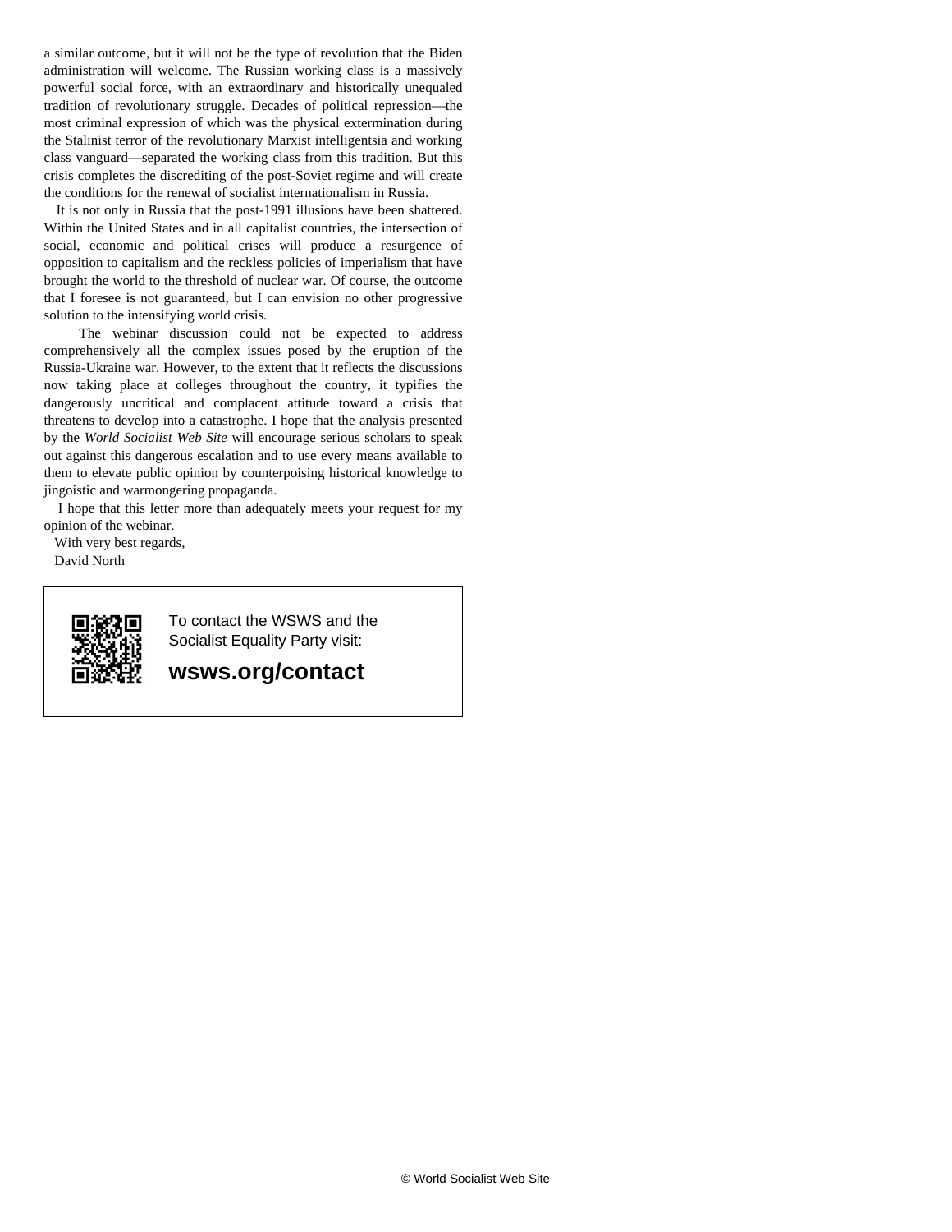a similar outcome, but it will not be the type of revolution that the Biden administration will welcome. The Russian working class is a massively powerful social force, with an extraordinary and historically unequaled tradition of revolutionary struggle. Decades of political repression—the most criminal expression of which was the physical extermination during the Stalinist terror of the revolutionary Marxist intelligentsia and working class vanguard—separated the working class from this tradition. But this crisis completes the discrediting of the post-Soviet regime and will create the conditions for the renewal of socialist internationalism in Russia.

It is not only in Russia that the post-1991 illusions have been shattered. Within the United States and in all capitalist countries, the intersection of social, economic and political crises will produce a resurgence of opposition to capitalism and the reckless policies of imperialism that have brought the world to the threshold of nuclear war. Of course, the outcome that I foresee is not guaranteed, but I can envision no other progressive solution to the intensifying world crisis.

The webinar discussion could not be expected to address comprehensively all the complex issues posed by the eruption of the Russia-Ukraine war. However, to the extent that it reflects the discussions now taking place at colleges throughout the country, it typifies the dangerously uncritical and complacent attitude toward a crisis that threatens to develop into a catastrophe. I hope that the analysis presented by the *World Socialist Web Site* will encourage serious scholars to speak out against this dangerous escalation and to use every means available to them to elevate public opinion by counterpoising historical knowledge to jingoistic and warmongering propaganda.

I hope that this letter more than adequately meets your request for my opinion of the webinar.

With very best regards,

David North

To contact the WSWS and the Socialist Equality Party visit:

**wsws.org/contact**